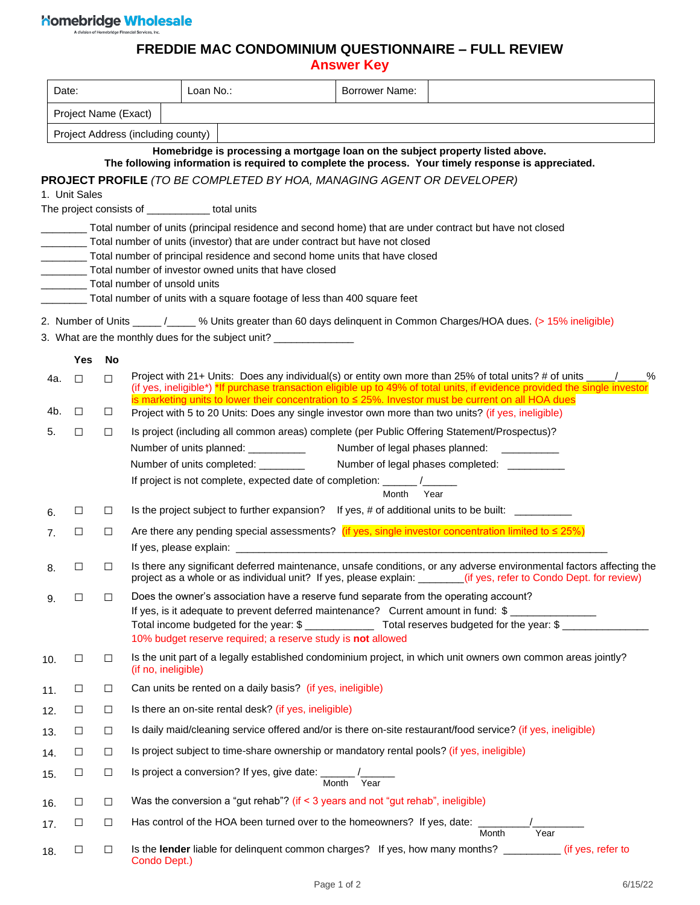Homebridge Wholesale
A division of Homebridge Financial Services, Inc.

# FREDDIE MAC CONDOMINIUM QUESTIONNAIRE – FULL REVIEW

## Answer Key

| Date: | Loan No.: | Borrower Name: | |
|---|---|---|---|
| Project Name (Exact) | | | |
| Project Address (including county) | | | |

**Homebridge is processing a mortgage loan on the subject property listed above.**
**The following information is required to complete the process. Your timely response is appreciated.**

**PROJECT PROFILE** *(TO BE COMPLETED BY HOA, MANAGING AGENT OR DEVELOPER)*

1. Unit Sales

The project consists of ___________ total units

________ Total number of units (principal residence and second home) that are under contract but have not closed
________ Total number of units (investor) that are under contract but have not closed
________ Total number of principal residence and second home units that have closed
________ Total number of investor owned units that have closed
________ Total number of unsold units
________ Total number of units with a square footage of less than 400 square feet

2. Number of Units _____ /_____ % Units greater than 60 days delinquent in Common Charges/HOA dues. (> 15% ineligible)

3. What are the monthly dues for the subject unit? ______________

| | Yes | No | |
|---|---|---|---|
| 4a. | ☐ | ☐ | Project with 21+ Units: Does any individual(s) or entity own more than 25% of total units? # of units _____/_____% (if yes, ineligible*) *If purchase transaction eligible up to 49% of total units, if evidence provided the single investor is marketing units to lower their concentration to ≤ 25%. Investor must be current on all HOA dues |
| 4b. | ☐ | ☐ | Project with 5 to 20 Units: Does any single investor own more than two units? (if yes, ineligible) |
| 5. | ☐ | ☐ | Is project (including all common areas) complete (per Public Offering Statement/Prospectus)? Number of units planned: __________ Number of legal phases planned: __________ Number of units completed: ________ Number of legal phases completed: __________ If project is not complete, expected date of completion: ______ /______ (Month Year) |
| 6. | ☐ | ☐ | Is the project subject to further expansion? If yes, # of additional units to be built: __________ |
| 7. | ☐ | ☐ | Are there any pending special assessments? (if yes, single investor concentration limited to ≤ 25%) If yes, please explain: ____________________ |
| 8. | ☐ | ☐ | Is there any significant deferred maintenance, unsafe conditions, or any adverse environmental factors affecting the project as a whole or as individual unit? If yes, please explain: ________(if yes, refer to Condo Dept. for review) |
| 9. | ☐ | ☐ | Does the owner's association have a reserve fund separate from the operating account? If yes, is it adequate to prevent deferred maintenance? Current amount in fund: $ _______________ Total income budgeted for the year: $ ____________ Total reserves budgeted for the year: $ _______________ 10% budget reserve required; a reserve study is **not** allowed |
| 10. | ☐ | ☐ | Is the unit part of a legally established condominium project, in which unit owners own common areas jointly? (if no, ineligible) |
| 11. | ☐ | ☐ | Can units be rented on a daily basis? (if yes, ineligible) |
| 12. | ☐ | ☐ | Is there an on-site rental desk? (if yes, ineligible) |
| 13. | ☐ | ☐ | Is daily maid/cleaning service offered and/or is there on-site restaurant/food service? (if yes, ineligible) |
| 14. | ☐ | ☐ | Is project subject to time-share ownership or mandatory rental pools? (if yes, ineligible) |
| 15. | ☐ | ☐ | Is project a conversion? If yes, give date: ______ /______ (Month Year) |
| 16. | ☐ | ☐ | Was the conversion a "gut rehab"? (if < 3 years and not "gut rehab", ineligible) |
| 17. | ☐ | ☐ | Has control of the HOA been turned over to the homeowners? If yes, date: _________/_________ (Month Year) |
| 18. | ☐ | ☐ | Is the **lender** liable for delinquent common charges? If yes, how many months? __________ (if yes, refer to Condo Dept.) |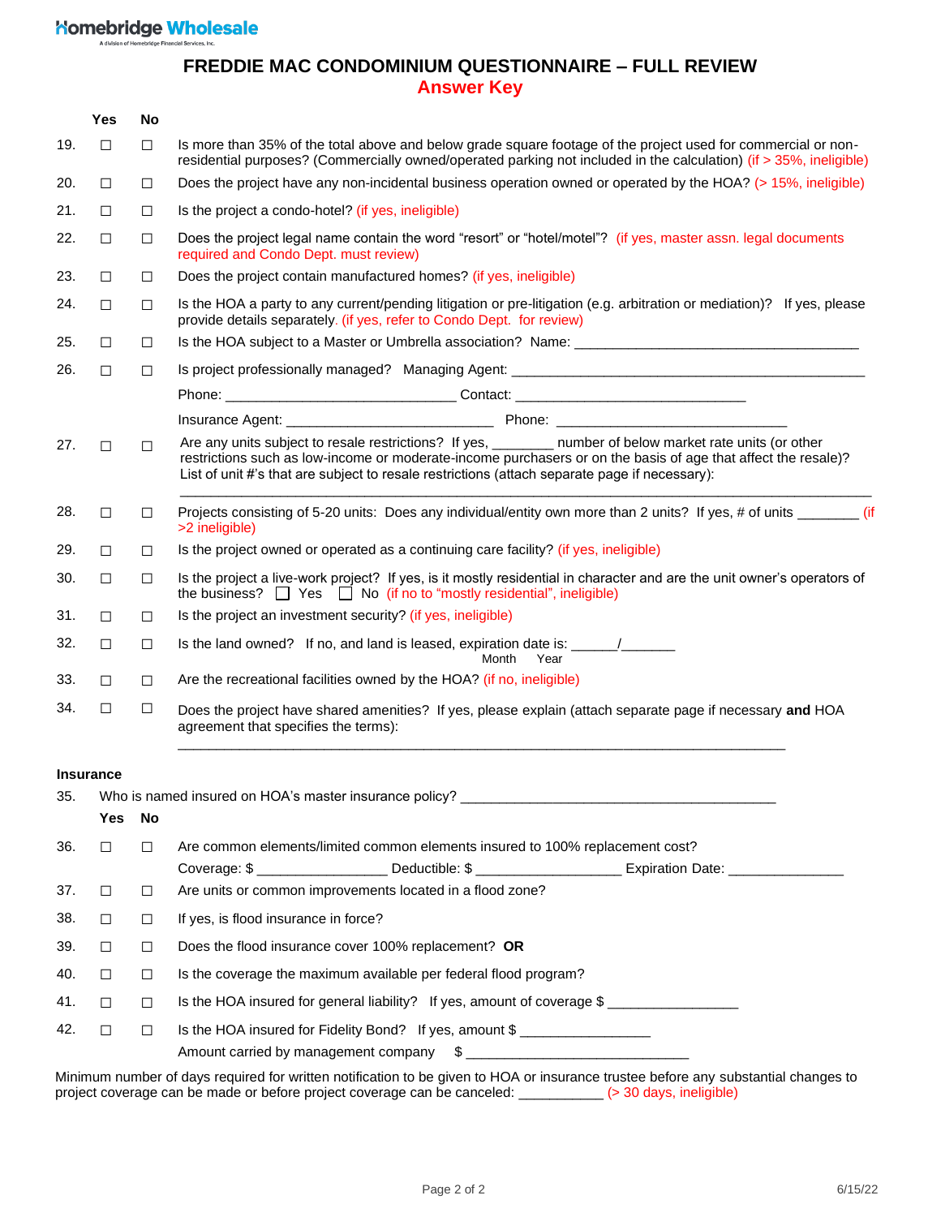Homebridge Wholesale
A division of Homebridge Financial Services, Inc.

# FREDDIE MAC CONDOMINIUM QUESTIONNAIRE – FULL REVIEW
## Answer Key

| | Yes | No | |
|---|---|---|---|
| 19. | ☐ | ☐ | Is more than 35% of the total above and below grade square footage of the project used for commercial or non-residential purposes? (Commercially owned/operated parking not included in the calculation) (if > 35%, ineligible) |
| 20. | ☐ | ☐ | Does the project have any non-incidental business operation owned or operated by the HOA? (> 15%, ineligible) |
| 21. | ☐ | ☐ | Is the project a condo-hotel? (if yes, ineligible) |
| 22. | ☐ | ☐ | Does the project legal name contain the word "resort" or "hotel/motel"? (if yes, master assn. legal documents required and Condo Dept. must review) |
| 23. | ☐ | ☐ | Does the project contain manufactured homes? (if yes, ineligible) |
| 24. | ☐ | ☐ | Is the HOA a party to any current/pending litigation or pre-litigation (e.g. arbitration or mediation)? If yes, please provide details separately. (if yes, refer to Condo Dept. for review) |
| 25. | ☐ | ☐ | Is the HOA subject to a Master or Umbrella association? Name: ___________________________________ |
| 26. | ☐ | ☐ | Is project professionally managed? Managing Agent: _____________________________________________ Phone: ____________________________ Contact: ____________________________ Insurance Agent: _________________________ Phone: ____________________________ |
| 27. | ☐ | ☐ | Are any units subject to resale restrictions? If yes, ________ number of below market rate units (or other restrictions such as low-income or moderate-income purchasers or on the basis of age that affect the resale)? List of unit #'s that are subject to resale restrictions (attach separate page if necessary): ______________________________________________________________________________ |
| 28. | ☐ | ☐ | Projects consisting of 5-20 units: Does any individual/entity own more than 2 units? If yes, # of units ________ (if >2 ineligible) |
| 29. | ☐ | ☐ | Is the project owned or operated as a continuing care facility? (if yes, ineligible) |
| 30. | ☐ | ☐ | Is the project a live-work project? If yes, is it mostly residential in character and are the unit owner's operators of the business? ☐ Yes ☐ No (if no to "mostly residential", ineligible) |
| 31. | ☐ | ☐ | Is the project an investment security? (if yes, ineligible) |
| 32. | ☐ | ☐ | Is the land owned? If no, and land is leased, expiration date is: ______/_______ (Month / Year) |
| 33. | ☐ | ☐ | Are the recreational facilities owned by the HOA? (if no, ineligible) |
| 34. | ☐ | ☐ | Does the project have shared amenities? If yes, please explain (attach separate page if necessary **and** HOA agreement that specifies the terms): ______________________________________________________________________________ |

**Insurance**

35. Who is named insured on HOA's master insurance policy? ________________________________________

| | Yes | No | |
|---|---|---|---|
| 36. | ☐ | ☐ | Are common elements/limited common elements insured to 100% replacement cost? Coverage: $ _______________ Deductible: $ _________________ Expiration Date: ______________ |
| 37. | ☐ | ☐ | Are units or common improvements located in a flood zone? |
| 38. | ☐ | ☐ | If yes, is flood insurance in force? |
| 39. | ☐ | ☐ | Does the flood insurance cover 100% replacement? **OR** |
| 40. | ☐ | ☐ | Is the coverage the maximum available per federal flood program? |
| 41. | ☐ | ☐ | Is the HOA insured for general liability? If yes, amount of coverage $ ________________ |
| 42. | ☐ | ☐ | Is the HOA insured for Fidelity Bond? If yes, amount $ ________________ Amount carried by management company $ ____________________________ |

Minimum number of days required for written notification to be given to HOA or insurance trustee before any substantial changes to project coverage can be made or before project coverage can be canceled: __________ (> 30 days, ineligible)

6/15/22